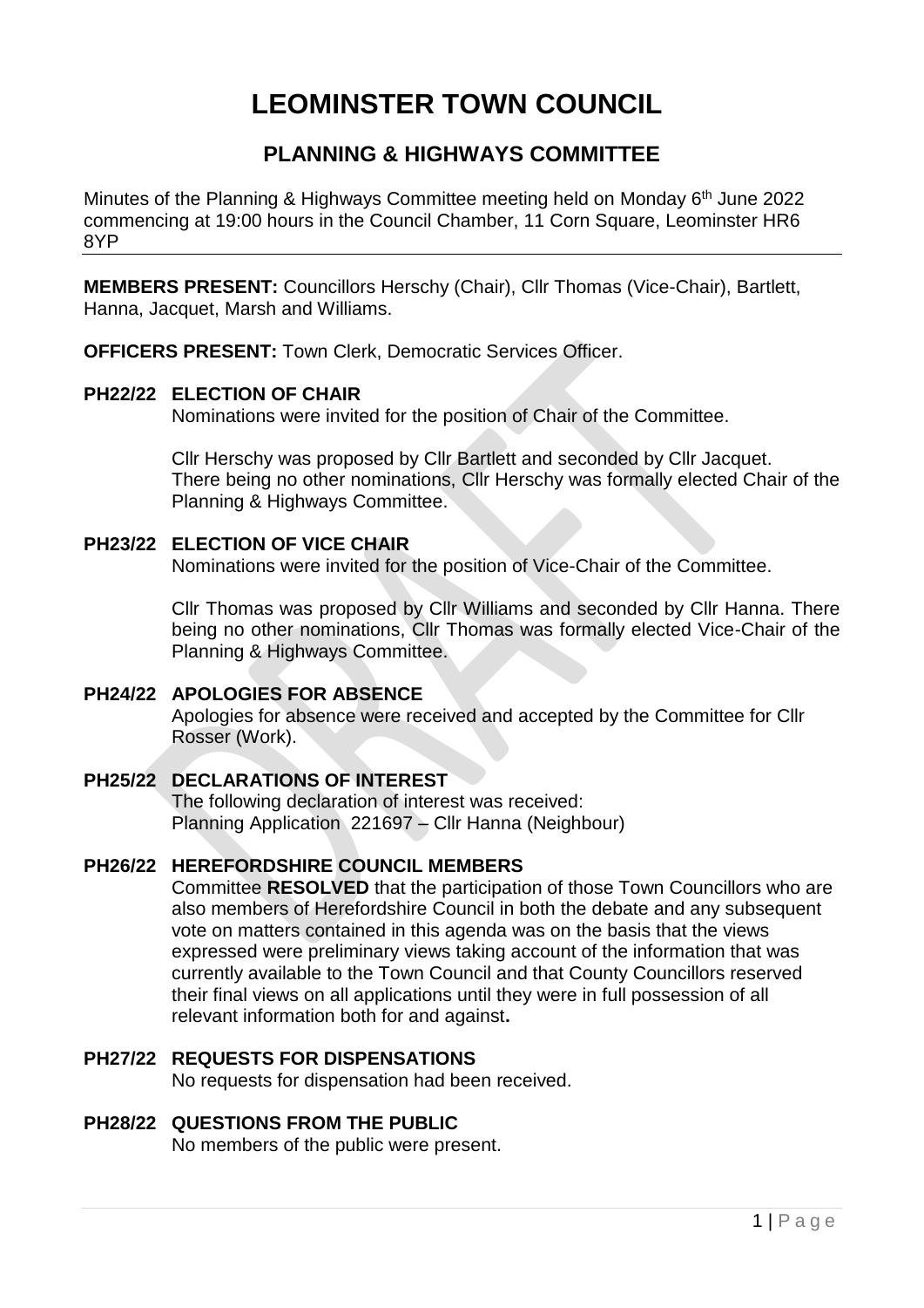# LEOMINSTER TOWN COUNCIL

## PLANNING & HIGHWAYS COMMITTEE

Minutes of the Planning & Highways Committee meeting held on Monday 6th June 2022 commencing at 19:00 hours in the Council Chamber, 11 Corn Square, Leominster HR6 8YP

---

**MEMBERS PRESENT:** Councillors Herschy (Chair), Cllr Thomas (Vice-Chair), Bartlett, Hanna, Jacquet, Marsh and Williams.

**OFFICERS PRESENT:** Town Clerk, Democratic Services Officer.

**PH22/22 ELECTION OF CHAIR**

Nominations were invited for the position of Chair of the Committee.

Cllr Herschy was proposed by Cllr Bartlett and seconded by Cllr Jacquet. There being no other nominations, Cllr Herschy was formally elected Chair of the Planning & Highways Committee.

**PH23/22 ELECTION OF VICE CHAIR**

Nominations were invited for the position of Vice-Chair of the Committee.

Cllr Thomas was proposed by Cllr Williams and seconded by Cllr Hanna. There being no other nominations, Cllr Thomas was formally elected Vice-Chair of the Planning & Highways Committee.

**PH24/22 APOLOGIES FOR ABSENCE**

Apologies for absence were received and accepted by the Committee for Cllr Rosser (Work).

**PH25/22 DECLARATIONS OF INTEREST**

The following declaration of interest was received:
Planning Application 221697 – Cllr Hanna (Neighbour)

**PH26/22 HEREFORDSHIRE COUNCIL MEMBERS**

Committee **RESOLVED** that the participation of those Town Councillors who are also members of Herefordshire Council in both the debate and any subsequent vote on matters contained in this agenda was on the basis that the views expressed were preliminary views taking account of the information that was currently available to the Town Council and that County Councillors reserved their final views on all applications until they were in full possession of all relevant information both for and against**.**

**PH27/22 REQUESTS FOR DISPENSATIONS**

No requests for dispensation had been received.

**PH28/22 QUESTIONS FROM THE PUBLIC**

No members of the public were present.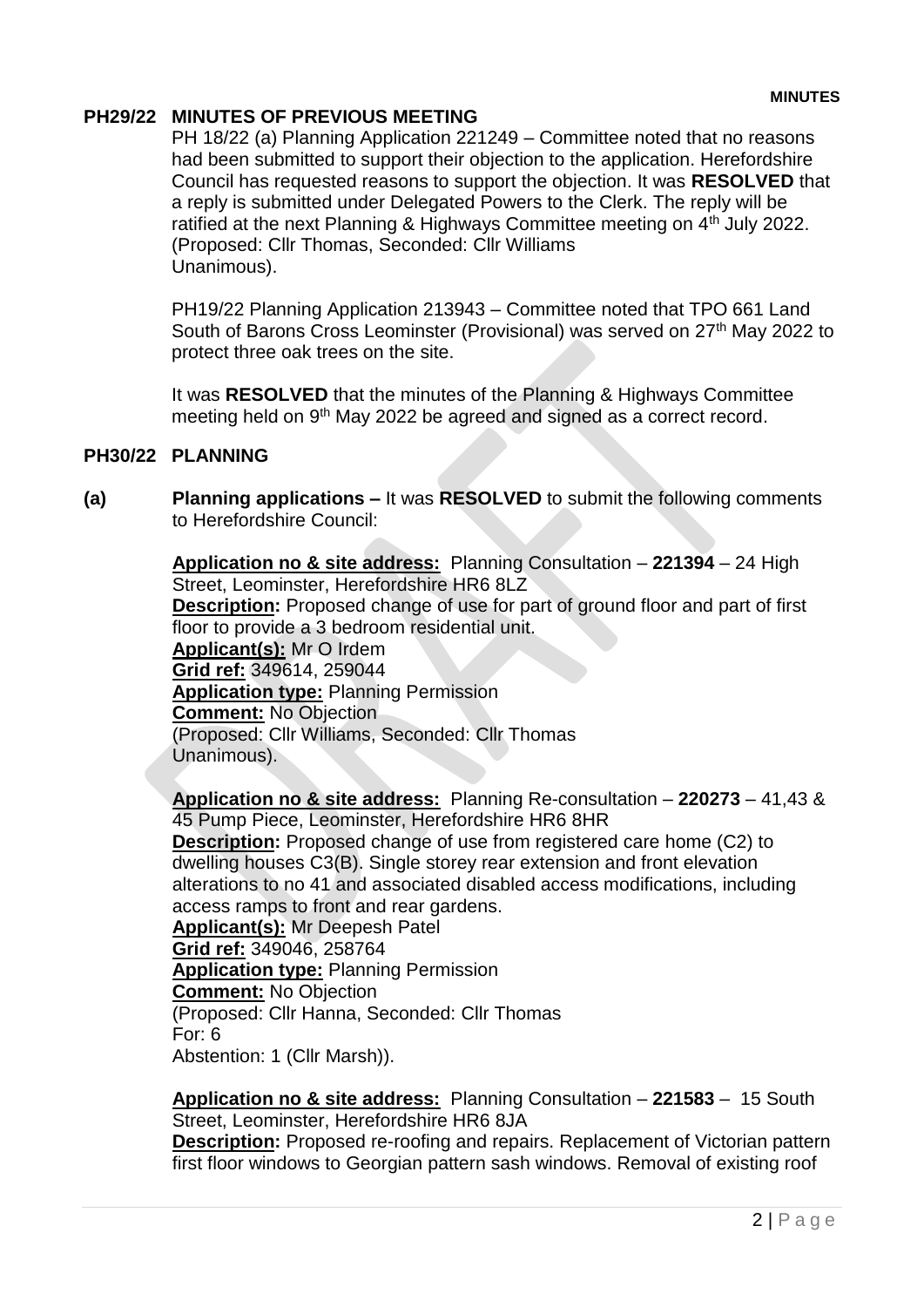**PH29/22 MINUTES OF PREVIOUS MEETING**

PH 18/22 (a) Planning Application 221249 – Committee noted that no reasons had been submitted to support their objection to the application. Herefordshire Council has requested reasons to support the objection. It was **RESOLVED** that a reply is submitted under Delegated Powers to the Clerk. The reply will be ratified at the next Planning & Highways Committee meeting on 4th July 2022. (Proposed: Cllr Thomas, Seconded: Cllr Williams Unanimous).

PH19/22 Planning Application 213943 – Committee noted that TPO 661 Land South of Barons Cross Leominster (Provisional) was served on 27th May 2022 to protect three oak trees on the site.

It was **RESOLVED** that the minutes of the Planning & Highways Committee meeting held on 9th May 2022 be agreed and signed as a correct record.

**PH30/22 PLANNING**

**(a) Planning applications –** It was **RESOLVED** to submit the following comments to Herefordshire Council:

**Application no & site address:** Planning Consultation – **221394** – 24 High Street, Leominster, Herefordshire HR6 8LZ
**Description:** Proposed change of use for part of ground floor and part of first floor to provide a 3 bedroom residential unit.
**Applicant(s):** Mr O Irdem
**Grid ref:** 349614, 259044
**Application type:** Planning Permission
**Comment:** No Objection
(Proposed: Cllr Williams, Seconded: Cllr Thomas
Unanimous).

**Application no & site address:** Planning Re-consultation – **220273** – 41,43 & 45 Pump Piece, Leominster, Herefordshire HR6 8HR
**Description:** Proposed change of use from registered care home (C2) to dwelling houses C3(B). Single storey rear extension and front elevation alterations to no 41 and associated disabled access modifications, including access ramps to front and rear gardens.
**Applicant(s):** Mr Deepesh Patel
**Grid ref:** 349046, 258764
**Application type:** Planning Permission
**Comment:** No Objection
(Proposed: Cllr Hanna, Seconded: Cllr Thomas
For: 6
Abstention: 1 (Cllr Marsh)).

**Application no & site address:** Planning Consultation – **221583** – 15 South Street, Leominster, Herefordshire HR6 8JA
**Description:** Proposed re-roofing and repairs. Replacement of Victorian pattern first floor windows to Georgian pattern sash windows. Removal of existing roof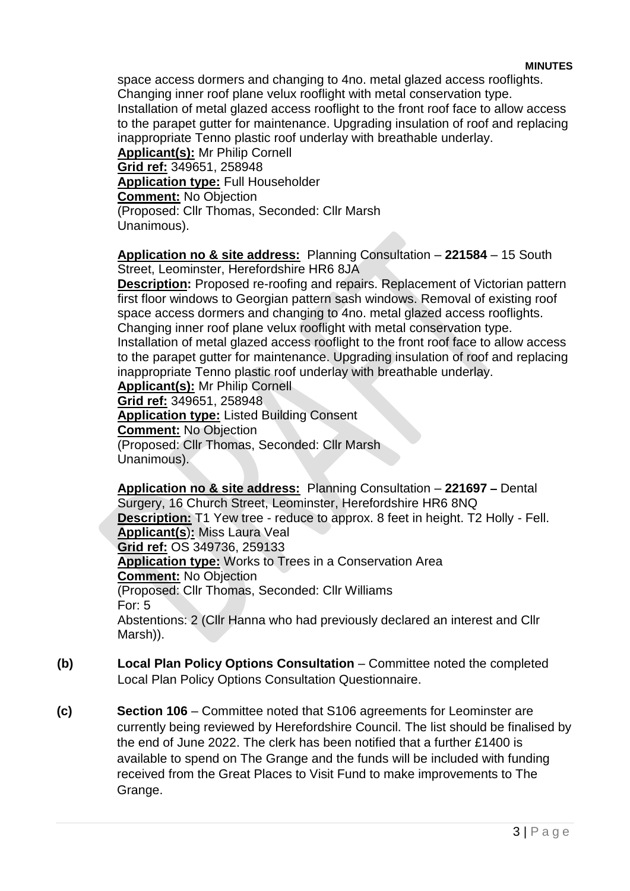space access dormers and changing to 4no. metal glazed access rooflights. Changing inner roof plane velux rooflight with metal conservation type. Installation of metal glazed access rooflight to the front roof face to allow access to the parapet gutter for maintenance. Upgrading insulation of roof and replacing inappropriate Tenno plastic roof underlay with breathable underlay.
**Applicant(s):** Mr Philip Cornell
**Grid ref:** 349651, 258948
**Application type:** Full Householder
**Comment:** No Objection
(Proposed: Cllr Thomas, Seconded: Cllr Marsh
Unanimous).

**Application no & site address:** Planning Consultation – **221584** – 15 South Street, Leominster, Herefordshire HR6 8JA
**Description:** Proposed re-roofing and repairs. Replacement of Victorian pattern first floor windows to Georgian pattern sash windows. Removal of existing roof space access dormers and changing to 4no. metal glazed access rooflights. Changing inner roof plane velux rooflight with metal conservation type. Installation of metal glazed access rooflight to the front roof face to allow access to the parapet gutter for maintenance. Upgrading insulation of roof and replacing inappropriate Tenno plastic roof underlay with breathable underlay.
**Applicant(s):** Mr Philip Cornell
**Grid ref:** 349651, 258948
**Application type:** Listed Building Consent
**Comment:** No Objection
(Proposed: Cllr Thomas, Seconded: Cllr Marsh
Unanimous).

**Application no & site address:** Planning Consultation – **221697 –** Dental Surgery, 16 Church Street, Leominster, Herefordshire HR6 8NQ
**Description:** T1 Yew tree - reduce to approx. 8 feet in height. T2 Holly - Fell.
**Applicant(s):** Miss Laura Veal
**Grid ref:** OS 349736, 259133
**Application type:** Works to Trees in a Conservation Area
**Comment:** No Objection
(Proposed: Cllr Thomas, Seconded: Cllr Williams
For: 5
Abstentions: 2 (Cllr Hanna who had previously declared an interest and Cllr Marsh)).

**(b)** **Local Plan Policy Options Consultation** – Committee noted the completed Local Plan Policy Options Consultation Questionnaire.

**(c)** **Section 106** – Committee noted that S106 agreements for Leominster are currently being reviewed by Herefordshire Council. The list should be finalised by the end of June 2022. The clerk has been notified that a further £1400 is available to spend on The Grange and the funds will be included with funding received from the Great Places to Visit Fund to make improvements to The Grange.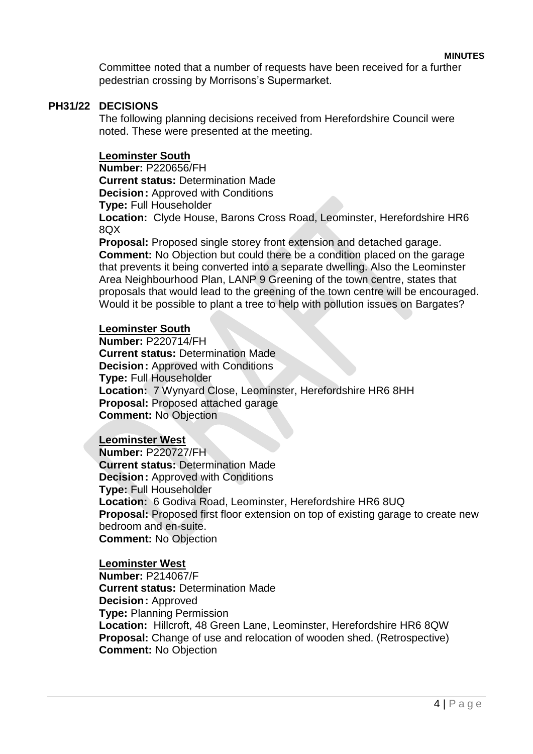Committee noted that a number of requests have been received for a further pedestrian crossing by Morrisons's Supermarket.

## PH31/22 DECISIONS

The following planning decisions received from Herefordshire Council were noted. These were presented at the meeting.

**Leominster South**
**Number:** P220656/FH
**Current status:** Determination Made
**Decision:** Approved with Conditions
**Type:** Full Householder
**Location:** Clyde House, Barons Cross Road, Leominster, Herefordshire HR6 8QX
**Proposal:** Proposed single storey front extension and detached garage.
**Comment:** No Objection but could there be a condition placed on the garage that prevents it being converted into a separate dwelling. Also the Leominster Area Neighbourhood Plan, LANP 9 Greening of the town centre, states that proposals that would lead to the greening of the town centre will be encouraged. Would it be possible to plant a tree to help with pollution issues on Bargates?

**Leominster South**
**Number:** P220714/FH
**Current status:** Determination Made
**Decision:** Approved with Conditions
**Type:** Full Householder
**Location:** 7 Wynyard Close, Leominster, Herefordshire HR6 8HH
**Proposal:** Proposed attached garage
**Comment:** No Objection

**Leominster West**
**Number:** P220727/FH
**Current status:** Determination Made
**Decision:** Approved with Conditions
**Type:** Full Householder
**Location:** 6 Godiva Road, Leominster, Herefordshire HR6 8UQ
**Proposal:** Proposed first floor extension on top of existing garage to create new bedroom and en-suite.
**Comment:** No Objection

**Leominster West**
**Number:** P214067/F
**Current status:** Determination Made
**Decision:** Approved
**Type:** Planning Permission
**Location:** Hillcroft, 48 Green Lane, Leominster, Herefordshire HR6 8QW
**Proposal:** Change of use and relocation of wooden shed. (Retrospective)
**Comment:** No Objection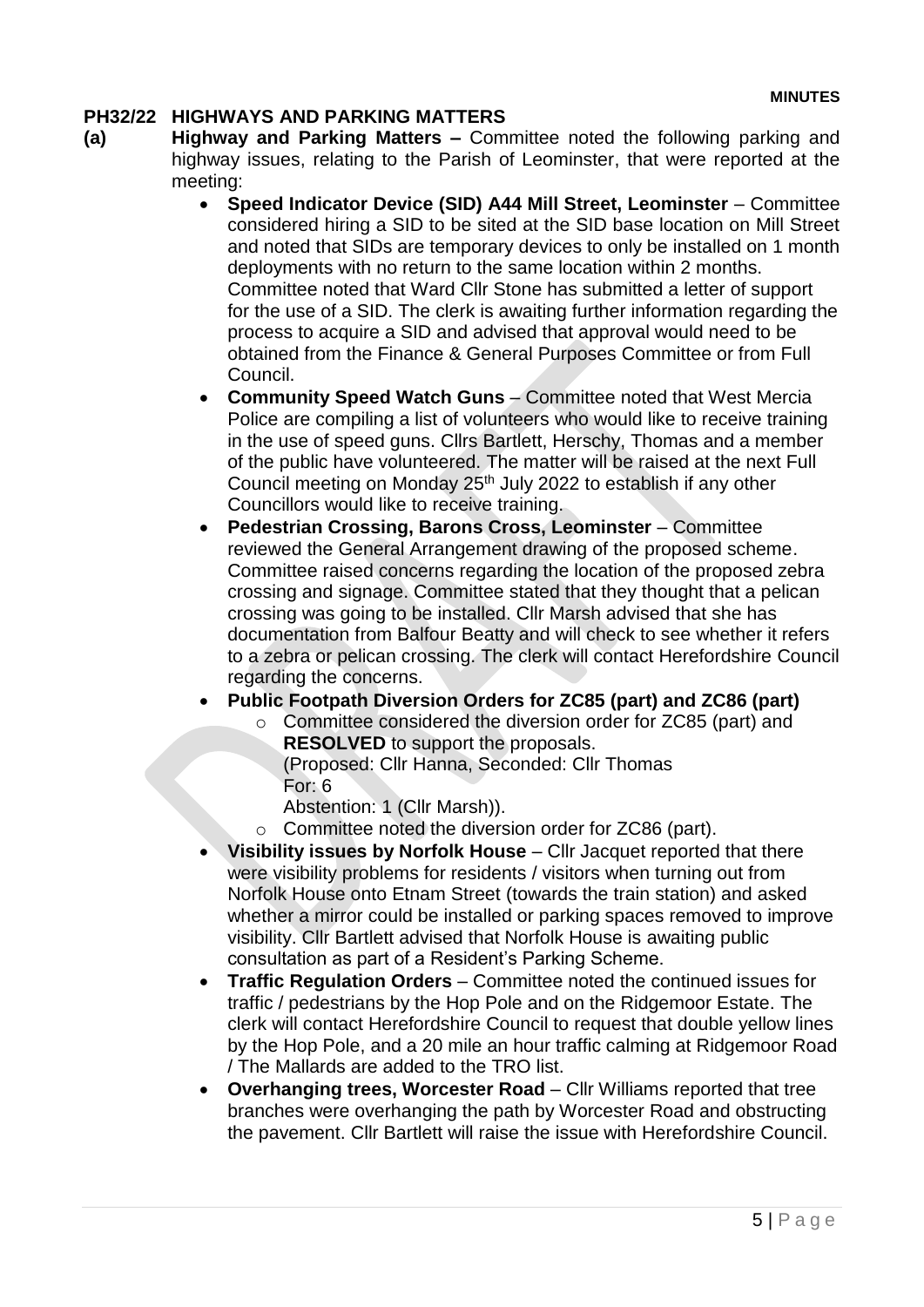**MINUTES**

## PH32/22 HIGHWAYS AND PARKING MATTERS

**(a)** **Highway and Parking Matters –** Committee noted the following parking and highway issues, relating to the Parish of Leominster, that were reported at the meeting:

- **Speed Indicator Device (SID) A44 Mill Street, Leominster** – Committee considered hiring a SID to be sited at the SID base location on Mill Street and noted that SIDs are temporary devices to only be installed on 1 month deployments with no return to the same location within 2 months. Committee noted that Ward Cllr Stone has submitted a letter of support for the use of a SID. The clerk is awaiting further information regarding the process to acquire a SID and advised that approval would need to be obtained from the Finance & General Purposes Committee or from Full Council.
- **Community Speed Watch Guns** – Committee noted that West Mercia Police are compiling a list of volunteers who would like to receive training in the use of speed guns. Cllrs Bartlett, Herschy, Thomas and a member of the public have volunteered. The matter will be raised at the next Full Council meeting on Monday 25th July 2022 to establish if any other Councillors would like to receive training.
- **Pedestrian Crossing, Barons Cross, Leominster** – Committee reviewed the General Arrangement drawing of the proposed scheme. Committee raised concerns regarding the location of the proposed zebra crossing and signage. Committee stated that they thought that a pelican crossing was going to be installed. Cllr Marsh advised that she has documentation from Balfour Beatty and will check to see whether it refers to a zebra or pelican crossing. The clerk will contact Herefordshire Council regarding the concerns.
- **Public Footpath Diversion Orders for ZC85 (part) and ZC86 (part)**
  - Committee considered the diversion order for ZC85 (part) and **RESOLVED** to support the proposals.
    (Proposed: Cllr Hanna, Seconded: Cllr Thomas
    For: 6
    Abstention: 1 (Cllr Marsh)).
  - Committee noted the diversion order for ZC86 (part).
- **Visibility issues by Norfolk House** – Cllr Jacquet reported that there were visibility problems for residents / visitors when turning out from Norfolk House onto Etnam Street (towards the train station) and asked whether a mirror could be installed or parking spaces removed to improve visibility. Cllr Bartlett advised that Norfolk House is awaiting public consultation as part of a Resident's Parking Scheme.
- **Traffic Regulation Orders** – Committee noted the continued issues for traffic / pedestrians by the Hop Pole and on the Ridgemoor Estate. The clerk will contact Herefordshire Council to request that double yellow lines by the Hop Pole, and a 20 mile an hour traffic calming at Ridgemoor Road / The Mallards are added to the TRO list.
- **Overhanging trees, Worcester Road** – Cllr Williams reported that tree branches were overhanging the path by Worcester Road and obstructing the pavement. Cllr Bartlett will raise the issue with Herefordshire Council.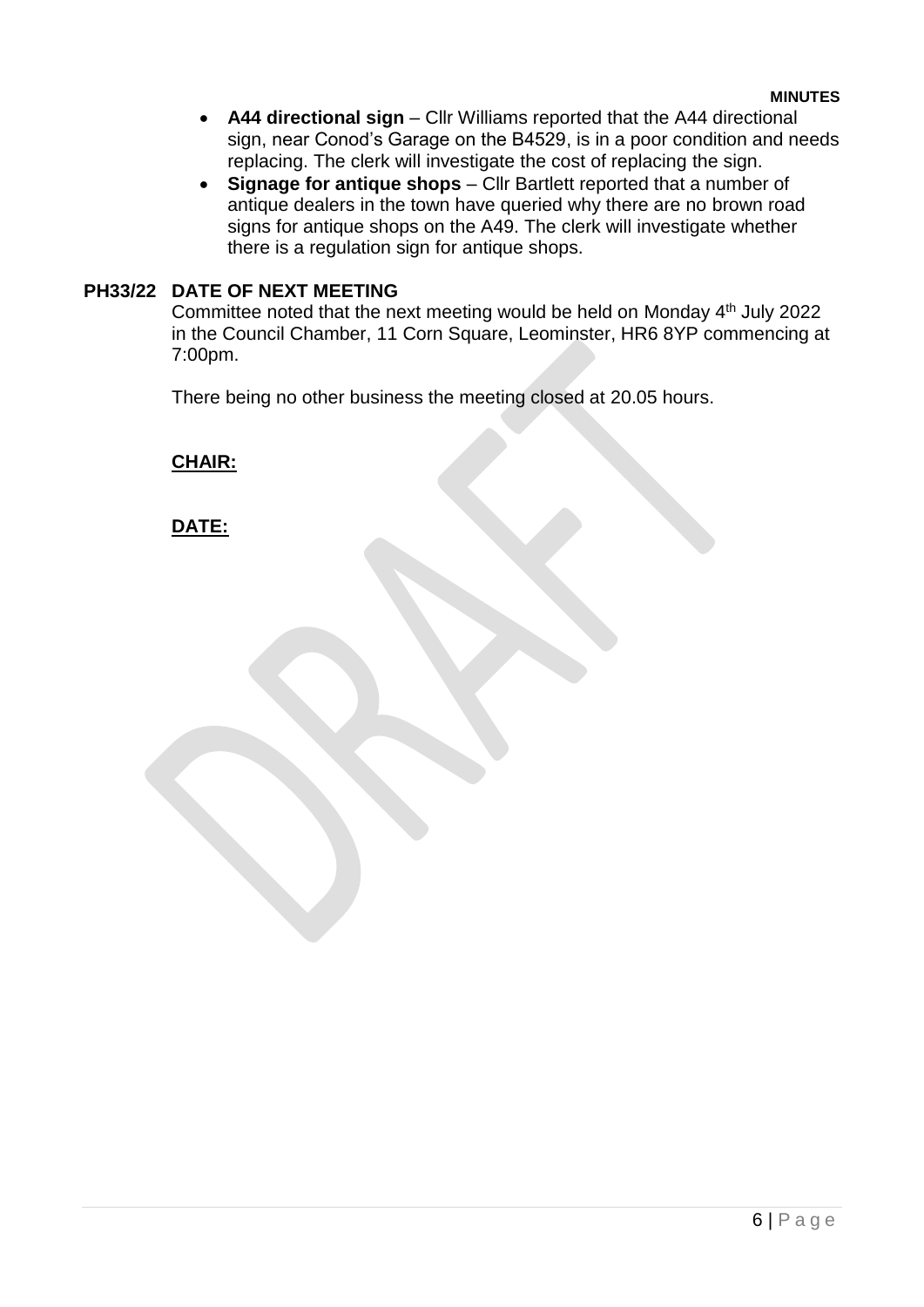- **A44 directional sign** – Cllr Williams reported that the A44 directional sign, near Conod's Garage on the B4529, is in a poor condition and needs replacing. The clerk will investigate the cost of replacing the sign.
- **Signage for antique shops** – Cllr Bartlett reported that a number of antique dealers in the town have queried why there are no brown road signs for antique shops on the A49. The clerk will investigate whether there is a regulation sign for antique shops.

## PH33/22 DATE OF NEXT MEETING

Committee noted that the next meeting would be held on Monday 4th July 2022 in the Council Chamber, 11 Corn Square, Leominster, HR6 8YP commencing at 7:00pm.

There being no other business the meeting closed at 20.05 hours.

**CHAIR:**

**DATE:**